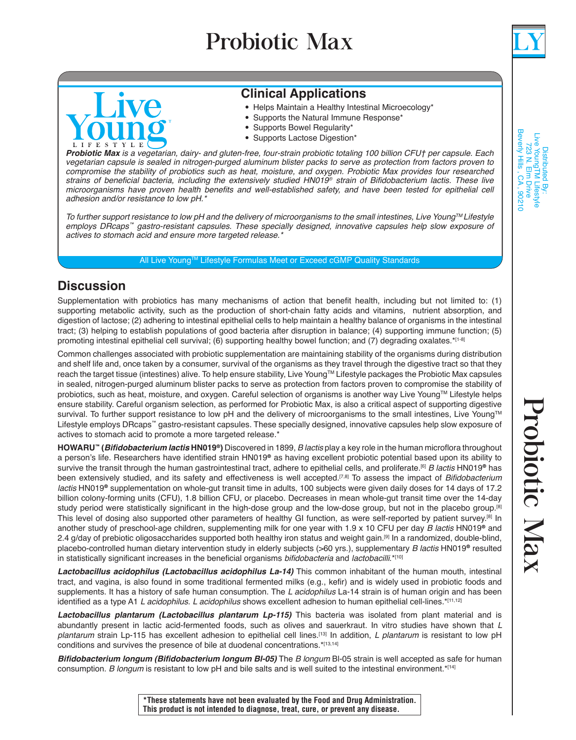# Probiotic Max

## Clinical Applications

- Helps Maintain a Healthy Intestinal Microecology*
- Supports the Natural Immune Response*
- Supports Bowel Regularity*
- Supports Lactose Digestion*

*__Probiotic Max__ is a vegetarian, dairy- and gluten-free, four-strain probiotic totaling 100 billion CFU† per capsule. Each vegetarian capsule is sealed in nitrogen-purged aluminum blister packs to serve as protection from factors proven to compromise the stability of probiotics such as heat, moisture, and oxygen. Probiotic Max provides four researched strains of beneficial bacteria, including the extensively studied HN019® strain of Bifidobacterium lactis. These live microorganisms have proven health benefits and well-established safety, and have been tested for epithelial cell adhesion and/or resistance to low pH.**

*To further support resistance to low pH and the delivery of microorganisms to the small intestines, Live Young™ Lifestyle employs DRcaps™ gastro-resistant capsules. These specially designed, innovative capsules help slow exposure of actives to stomach acid and ensure more targeted release.**

All Live Young™ Lifestyle Formulas Meet or Exceed cGMP Quality Standards

Distributed By:
Live YoungTM Lifestyle
723 N. Elm Drive
Beverly Hills , CA , 90210

## Discussion

Supplementation with probiotics has many mechanisms of action that benefit health, including but not limited to: (1) supporting metabolic activity, such as the production of short-chain fatty acids and vitamins, nutrient absorption, and digestion of lactose; (2) adhering to intestinal epithelial cells to help maintain a healthy balance of organisms in the intestinal tract; (3) helping to establish populations of good bacteria after disruption in balance; (4) supporting immune function; (5) promoting intestinal epithelial cell survival; (6) supporting healthy bowel function; and (7) degrading oxalates.*[1-8]

Common challenges associated with probiotic supplementation are maintaining stability of the organisms during distribution and shelf life and, once taken by a consumer, survival of the organisms as they travel through the digestive tract so that they reach the target tissue (intestines) alive. To help ensure stability, Live Young™ Lifestyle packages the Probiotic Max capsules in sealed, nitrogen-purged aluminum blister packs to serve as protection from factors proven to compromise the stability of probiotics, such as heat, moisture, and oxygen. Careful selection of organisms is another way Live Young™ Lifestyle helps ensure stability. Careful organism selection, as performed for Probiotic Max, is also a critical aspect of supporting digestive survival. To further support resistance to low pH and the delivery of microorganisms to the small intestines, Live Young™ Lifestyle employs DRcaps™ gastro-resistant capsules. These specially designed, innovative capsules help slow exposure of actives to stomach acid to promote a more targeted release.*

**HOWARU™ (*Bifidobacterium lactis* HN019®)** Discovered in 1899, *B lactis* play a key role in the human microflora throughout a person's life. Researchers have identified strain HN019® as having excellent probiotic potential based upon its ability to survive the transit through the human gastrointestinal tract, adhere to epithelial cells, and proliferate.[6] *B lactis* HN019® has been extensively studied, and its safety and effectiveness is well accepted.[7,8] To assess the impact of *Bifidobacterium lactis* HN019® supplementation on whole-gut transit time in adults, 100 subjects were given daily doses for 14 days of 17.2 billion colony-forming units (CFU), 1.8 billion CFU, or placebo. Decreases in mean whole-gut transit time over the 14-day study period were statistically significant in the high-dose group and the low-dose group, but not in the placebo group.[8] This level of dosing also supported other parameters of healthy GI function, as were self-reported by patient survey.[8] In another study of preschool-age children, supplementing milk for one year with 1.9 x 10 CFU per day *B lactis* HN019® and 2.4 g/day of prebiotic oligosaccharides supported both healthy iron status and weight gain.[9] In a randomized, double-blind, placebo-controlled human dietary intervention study in elderly subjects (>60 yrs.), supplementary *B lactis* HN019® resulted in statistically significant increases in the beneficial organisms *bifidobacteria* and *lactobacilli*.*[10]

***Lactobacillus acidophilus (Lactobacillus acidophilus La-14)*** This common inhabitant of the human mouth, intestinal tract, and vagina, is also found in some traditional fermented milks (e.g., kefir) and is widely used in probiotic foods and supplements. It has a history of safe human consumption. The *L acidophilus* La-14 strain is of human origin and has been identified as a type A1 *L acidophilus*. *L acidophilus* shows excellent adhesion to human epithelial cell-lines.*[11,12]

***Lactobacillus plantarum (Lactobacillus plantarum Lp-115)*** This bacteria was isolated from plant material and is abundantly present in lactic acid-fermented foods, such as olives and sauerkraut. In vitro studies have shown that *L plantarum* strain Lp-115 has excellent adhesion to epithelial cell lines.[13] In addition, *L plantarum* is resistant to low pH conditions and survives the presence of bile at duodenal concentrations.*[13,14]

***Bifidobacterium longum (Bifidobacterium longum Bl-05)*** The *B longum* Bl-05 strain is well accepted as safe for human consumption. *B longum* is resistant to low pH and bile salts and is well suited to the intestinal environment.*[14]

**\*These statements have not been evaluated by the Food and Drug Administration. This product is not intended to diagnose, treat, cure, or prevent any disease.**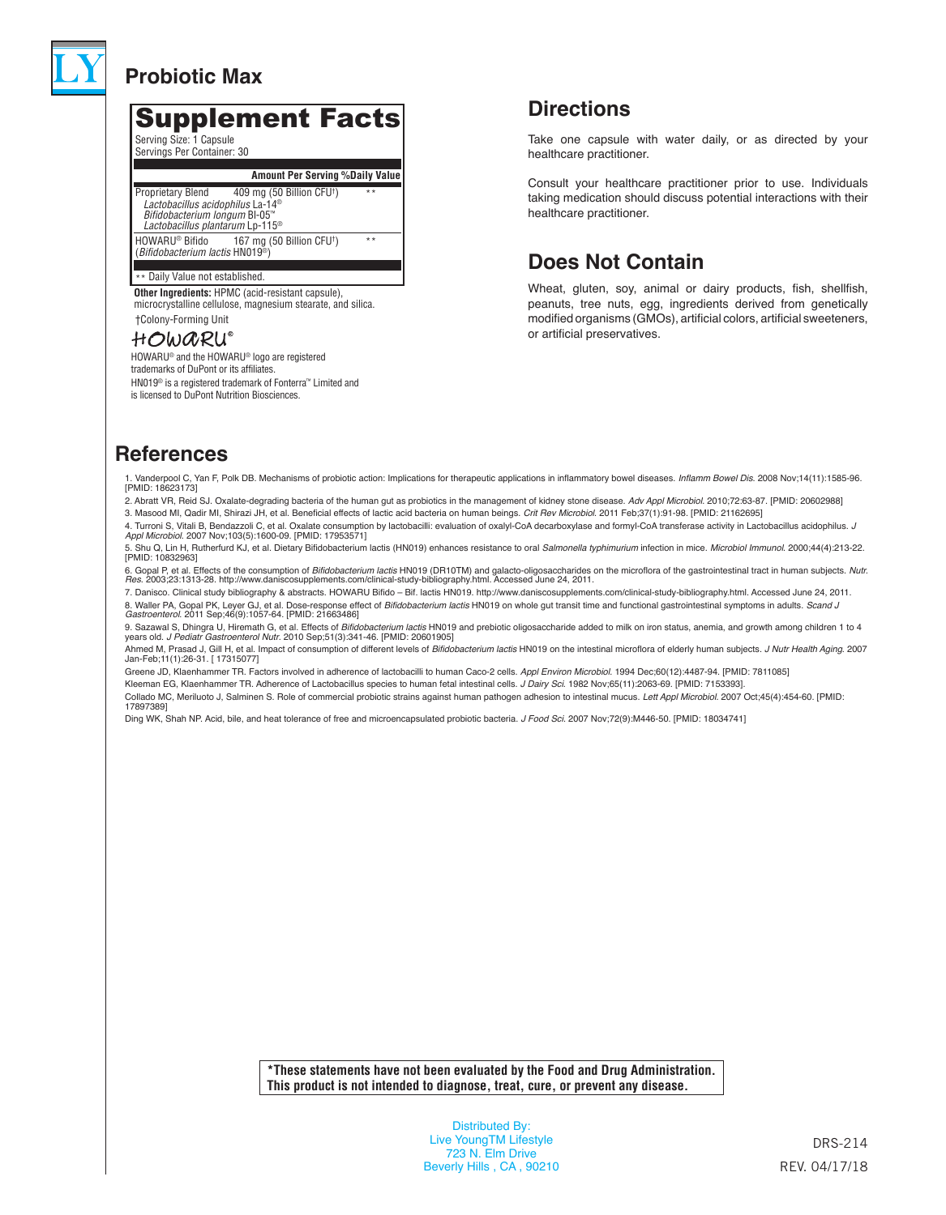LY

# Probiotic Max

## Supplement Facts

Serving Size: 1 Capsule
Servings Per Container: 30

| | Amount Per Serving | %Daily Value |
|---|---|---|
| Proprietary Blend *Lactobacillus acidophilus* La-14® *Bifidobacterium longum* Bl-05™ *Lactobacillus plantarum* Lp-115® | 409 mg (50 Billion CFU†) | ** |
| HOWARU® Bifido (*Bifidobacterium lactis* HN019®) | 167 mg (50 Billion CFU†) | ** |

** Daily Value not established.

**Other Ingredients:** HPMC (acid-resistant capsule), microcrystalline cellulose, magnesium stearate, and silica.

†Colony-Forming Unit

HOWARU®

HOWARU® and the HOWARU® logo are registered trademarks of DuPont or its affiliates.
HN019® is a registered trademark of Fonterra™ Limited and is licensed to DuPont Nutrition Biosciences.

## Directions

Take one capsule with water daily, or as directed by your healthcare practitioner.

Consult your healthcare practitioner prior to use. Individuals taking medication should discuss potential interactions with their healthcare practitioner.

## Does Not Contain

Wheat, gluten, soy, animal or dairy products, fish, shellfish, peanuts, tree nuts, egg, ingredients derived from genetically modified organisms (GMOs), artificial colors, artificial sweeteners, or artificial preservatives.

## References

1. Vanderpool C, Yan F, Polk DB. Mechanisms of probiotic action: Implications for therapeutic applications in inflammatory bowel diseases. *Inflamm Bowel Dis.* 2008 Nov;14(11):1585-96. [PMID: 18623173]
2. Abratt VR, Reid SJ. Oxalate-degrading bacteria of the human gut as probiotics in the management of kidney stone disease. *Adv Appl Microbiol.* 2010;72:63-87. [PMID: 20602988]
3. Masood MI, Qadir MI, Shirazi JH, et al. Beneficial effects of lactic acid bacteria on human beings. *Crit Rev Microbiol.* 2011 Feb;37(1):91-98. [PMID: 21162695]
4. Turroni S, Vitali B, Bendazzoli C, et al. Oxalate consumption by lactobacilli: evaluation of oxalyl-CoA decarboxylase and formyl-CoA transferase activity in Lactobacillus acidophilus. *J Appl Microbiol.* 2007 Nov;103(5):1600-09. [PMID: 17953571]
5. Shu Q, Lin H, Rutherfurd KJ, et al. Dietary Bifidobacterium lactis (HN019) enhances resistance to oral *Salmonella typhimurium* infection in mice. *Microbiol Immunol.* 2000;44(4):213-22. [PMID: 10832963]
6. Gopal P, et al. Effects of the consumption of *Bifidobacterium lactis* HN019 (DR10TM) and galacto-oligosaccharides on the microflora of the gastrointestinal tract in human subjects. *Nutr. Res.* 2003;23:1313-28. http://www.daniscosupplements.com/clinical-study-bibliography.html. Accessed June 24, 2011.
7. Danisco. Clinical study bibliography & abstracts. HOWARU Bifido – Bif. lactis HN019. http://www.daniscosupplements.com/clinical-study-bibliography.html. Accessed June 24, 2011.
8. Waller PA, Gopal PK, Leyer GJ, et al. Dose-response effect of *Bifidobacterium lactis* HN019 on whole gut transit time and functional gastrointestinal symptoms in adults. *Scand J Gastroenterol.* 2011 Sep;46(9):1057-64. [PMID: 21663486]
9. Sazawal S, Dhingra U, Hiremath G, et al. Effects of *Bifidobacterium lactis* HN019 and prebiotic oligosaccharide added to milk on iron status, anemia, and growth among children 1 to 4 years old. *J Pediatr Gastroenterol Nutr.* 2010 Sep;51(3):341-46. [PMID: 20601905]

Ahmed M, Prasad J, Gill H, et al. Impact of consumption of different levels of *Bifidobacterium lactis* HN019 on the intestinal microflora of elderly human subjects. *J Nutr Health Aging.* 2007 Jan-Feb;11(1):26-31. [ 17315077]

Greene JD, Klaenhammer TR. Factors involved in adherence of lactobacilli to human Caco-2 cells. *Appl Environ Microbiol.* 1994 Dec;60(12):4487-94. [PMID: 7811085]

Kleeman EG, Klaenhammer TR. Adherence of Lactobacillus species to human fetal intestinal cells. *J Dairy Sci.* 1982 Nov;65(11):2063-69. [PMID: 7153393].

Collado MC, Meriluoto J, Salminen S. Role of commercial probiotic strains against human pathogen adhesion to intestinal mucus. *Lett Appl Microbiol.* 2007 Oct;45(4):454-60. [PMID: 17897389]

Ding WK, Shah NP. Acid, bile, and heat tolerance of free and microencapsulated probiotic bacteria. *J Food Sci.* 2007 Nov;72(9):M446-50. [PMID: 18034741]

**\*These statements have not been evaluated by the Food and Drug Administration. This product is not intended to diagnose, treat, cure, or prevent any disease.**

Distributed By:
Live YoungTM Lifestyle
723 N. Elm Drive
Beverly Hills , CA , 90210

DRS-214
REV. 04/17/18